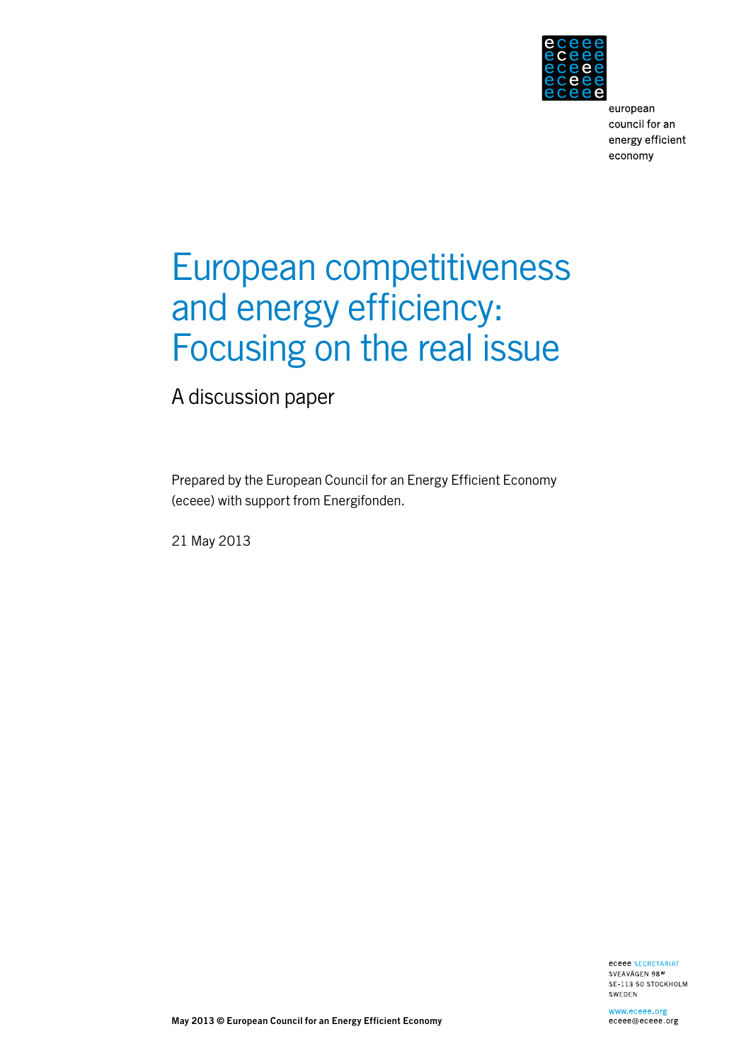european
council for an
energy efficient
economy

# European competitiveness and energy efficiency: Focusing on the real issue

## A discussion paper

Prepared by the European Council for an Energy Efficient Economy (eceee) with support from Energifonden.

21 May 2013

eceee SECRETARIAT
SVEAVÄGEN 98[IV]
SE-113 50 STOCKHOLM
SWEDEN

www.eceee.org
eceee@eceee.org

**May 2013 © European Council for an Energy Efficient Economy**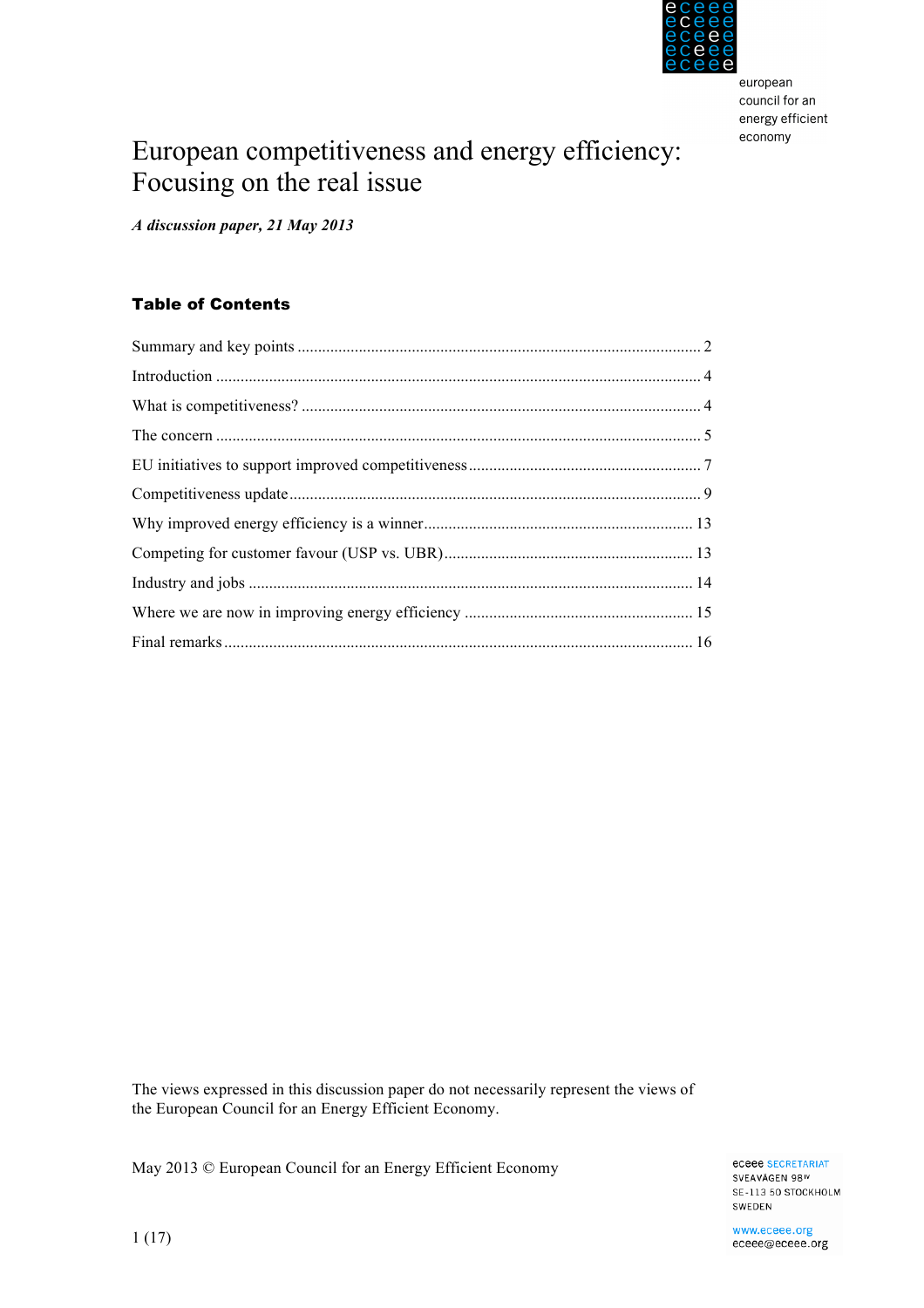european council for an energy efficient economy

# European competitiveness and energy efficiency: Focusing on the real issue

***A discussion paper, 21 May 2013***

## Table of Contents

Summary and key points .................................................................................................. 2

Introduction ...................................................................................................................... 4

What is competitiveness? ................................................................................................. 4

The concern ...................................................................................................................... 5

EU initiatives to support improved competitiveness ........................................................ 7

Competitiveness update .................................................................................................... 9

Why improved energy efficiency is a winner ................................................................. 13

Competing for customer favour (USP vs. UBR) ............................................................ 13

Industry and jobs ............................................................................................................ 14

Where we are now in improving energy efficiency ........................................................ 15

Final remarks .................................................................................................................. 16

The views expressed in this discussion paper do not necessarily represent the views of the European Council for an Energy Efficient Economy.

May 2013 © European Council for an Energy Efficient Economy

eceee SECRETARIAT
SVEAVÄGEN 98IV
SE-113 50 STOCKHOLM
SWEDEN

www.eceee.org
eceee@eceee.org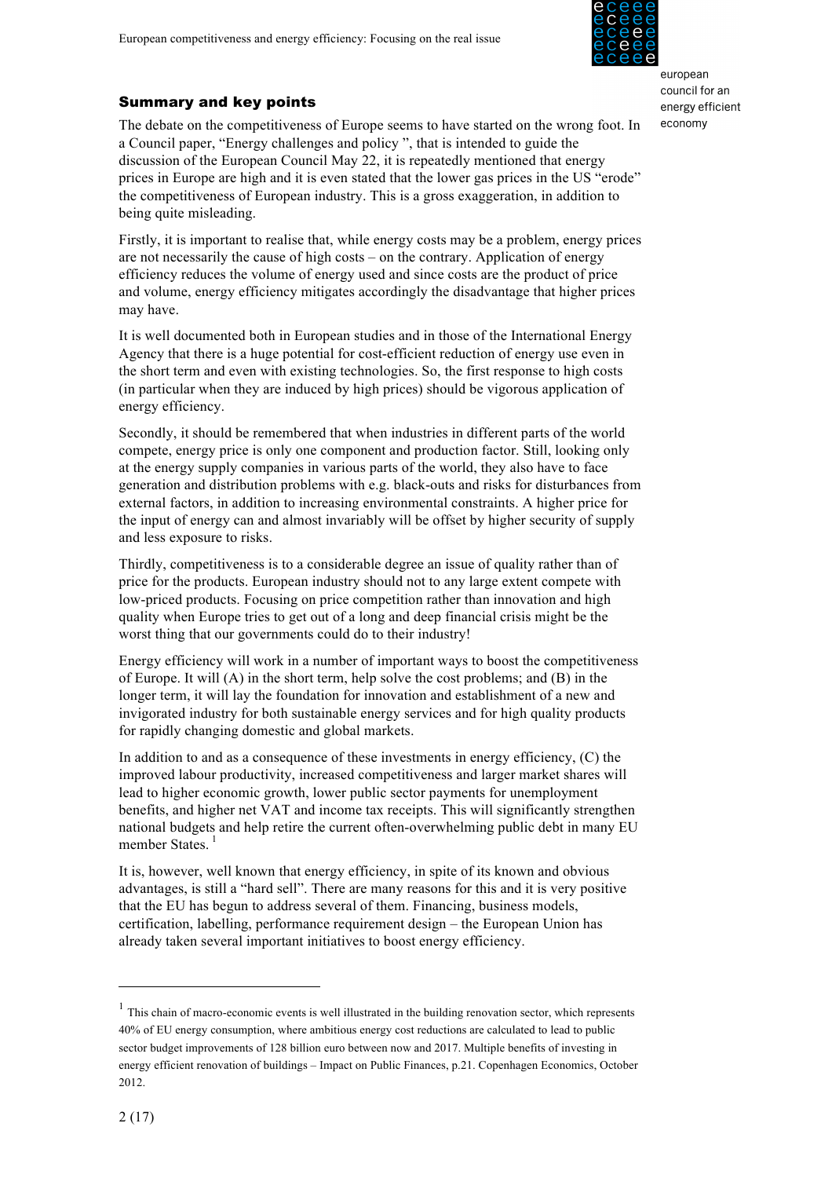## Summary and key points

The debate on the competitiveness of Europe seems to have started on the wrong foot. In a Council paper, "Energy challenges and policy ", that is intended to guide the discussion of the European Council May 22, it is repeatedly mentioned that energy prices in Europe are high and it is even stated that the lower gas prices in the US "erode" the competitiveness of European industry. This is a gross exaggeration, in addition to being quite misleading.

Firstly, it is important to realise that, while energy costs may be a problem, energy prices are not necessarily the cause of high costs – on the contrary. Application of energy efficiency reduces the volume of energy used and since costs are the product of price and volume, energy efficiency mitigates accordingly the disadvantage that higher prices may have.

It is well documented both in European studies and in those of the International Energy Agency that there is a huge potential for cost-efficient reduction of energy use even in the short term and even with existing technologies. So, the first response to high costs (in particular when they are induced by high prices) should be vigorous application of energy efficiency.

Secondly, it should be remembered that when industries in different parts of the world compete, energy price is only one component and production factor. Still, looking only at the energy supply companies in various parts of the world, they also have to face generation and distribution problems with e.g. black-outs and risks for disturbances from external factors, in addition to increasing environmental constraints. A higher price for the input of energy can and almost invariably will be offset by higher security of supply and less exposure to risks.

Thirdly, competitiveness is to a considerable degree an issue of quality rather than of price for the products. European industry should not to any large extent compete with low-priced products. Focusing on price competition rather than innovation and high quality when Europe tries to get out of a long and deep financial crisis might be the worst thing that our governments could do to their industry!

Energy efficiency will work in a number of important ways to boost the competitiveness of Europe. It will (A) in the short term, help solve the cost problems; and (B) in the longer term, it will lay the foundation for innovation and establishment of a new and invigorated industry for both sustainable energy services and for high quality products for rapidly changing domestic and global markets.

In addition to and as a consequence of these investments in energy efficiency, (C) the improved labour productivity, increased competitiveness and larger market shares will lead to higher economic growth, lower public sector payments for unemployment benefits, and higher net VAT and income tax receipts. This will significantly strengthen national budgets and help retire the current often-overwhelming public debt in many EU member States.[1]

It is, however, well known that energy efficiency, in spite of its known and obvious advantages, is still a "hard sell". There are many reasons for this and it is very positive that the EU has begun to address several of them. Financing, business models, certification, labelling, performance requirement design – the European Union has already taken several important initiatives to boost energy efficiency.

---

[1] This chain of macro-economic events is well illustrated in the building renovation sector, which represents 40% of EU energy consumption, where ambitious energy cost reductions are calculated to lead to public sector budget improvements of 128 billion euro between now and 2017. Multiple benefits of investing in energy efficient renovation of buildings – Impact on Public Finances, p.21. Copenhagen Economics, October 2012.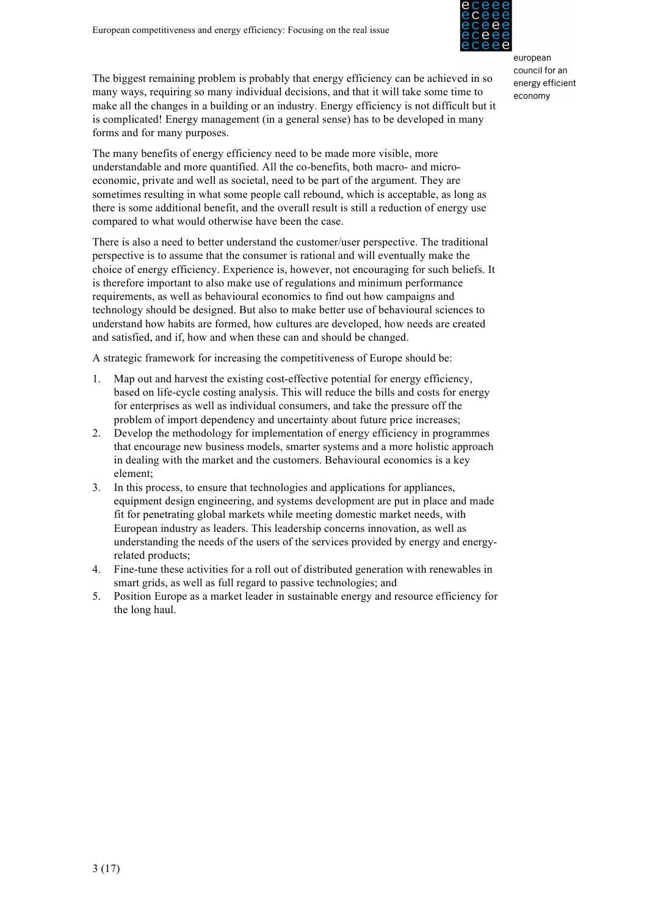The biggest remaining problem is probably that energy efficiency can be achieved in so many ways, requiring so many individual decisions, and that it will take some time to make all the changes in a building or an industry. Energy efficiency is not difficult but it is complicated! Energy management (in a general sense) has to be developed in many forms and for many purposes.

The many benefits of energy efficiency need to be made more visible, more understandable and more quantified. All the co-benefits, both macro- and micro-economic, private and well as societal, need to be part of the argument. They are sometimes resulting in what some people call rebound, which is acceptable, as long as there is some additional benefit, and the overall result is still a reduction of energy use compared to what would otherwise have been the case.

There is also a need to better understand the customer/user perspective. The traditional perspective is to assume that the consumer is rational and will eventually make the choice of energy efficiency. Experience is, however, not encouraging for such beliefs. It is therefore important to also make use of regulations and minimum performance requirements, as well as behavioural economics to find out how campaigns and technology should be designed. But also to make better use of behavioural sciences to understand how habits are formed, how cultures are developed, how needs are created and satisfied, and if, how and when these can and should be changed.

A strategic framework for increasing the competitiveness of Europe should be:

1. Map out and harvest the existing cost-effective potential for energy efficiency, based on life-cycle costing analysis. This will reduce the bills and costs for energy for enterprises as well as individual consumers, and take the pressure off the problem of import dependency and uncertainty about future price increases;
2. Develop the methodology for implementation of energy efficiency in programmes that encourage new business models, smarter systems and a more holistic approach in dealing with the market and the customers. Behavioural economics is a key element;
3. In this process, to ensure that technologies and applications for appliances, equipment design engineering, and systems development are put in place and made fit for penetrating global markets while meeting domestic market needs, with European industry as leaders. This leadership concerns innovation, as well as understanding the needs of the users of the services provided by energy and energy-related products;
4. Fine-tune these activities for a roll out of distributed generation with renewables in smart grids, as well as full regard to passive technologies; and
5. Position Europe as a market leader in sustainable energy and resource efficiency for the long haul.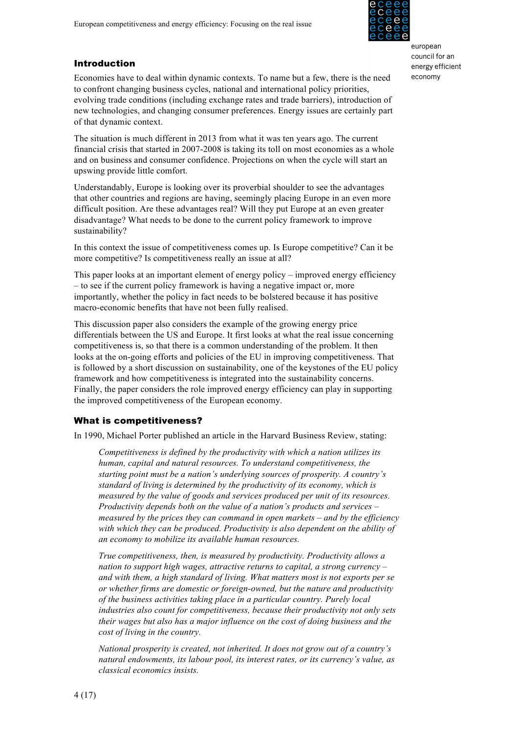## Introduction

Economies have to deal within dynamic contexts. To name but a few, there is the need to confront changing business cycles, national and international policy priorities, evolving trade conditions (including exchange rates and trade barriers), introduction of new technologies, and changing consumer preferences. Energy issues are certainly part of that dynamic context.

The situation is much different in 2013 from what it was ten years ago. The current financial crisis that started in 2007-2008 is taking its toll on most economies as a whole and on business and consumer confidence. Projections on when the cycle will start an upswing provide little comfort.

Understandably, Europe is looking over its proverbial shoulder to see the advantages that other countries and regions are having, seemingly placing Europe in an even more difficult position. Are these advantages real? Will they put Europe at an even greater disadvantage? What needs to be done to the current policy framework to improve sustainability?

In this context the issue of competitiveness comes up. Is Europe competitive? Can it be more competitive? Is competitiveness really an issue at all?

This paper looks at an important element of energy policy – improved energy efficiency – to see if the current policy framework is having a negative impact or, more importantly, whether the policy in fact needs to be bolstered because it has positive macro-economic benefits that have not been fully realised.

This discussion paper also considers the example of the growing energy price differentials between the US and Europe. It first looks at what the real issue concerning competitiveness is, so that there is a common understanding of the problem. It then looks at the on-going efforts and policies of the EU in improving competitiveness. That is followed by a short discussion on sustainability, one of the keystones of the EU policy framework and how competitiveness is integrated into the sustainability concerns. Finally, the paper considers the role improved energy efficiency can play in supporting the improved competitiveness of the European economy.

## What is competitiveness?

In 1990, Michael Porter published an article in the Harvard Business Review, stating:

> *Competitiveness is defined by the productivity with which a nation utilizes its human, capital and natural resources. To understand competitiveness, the starting point must be a nation's underlying sources of prosperity. A country's standard of living is determined by the productivity of its economy, which is measured by the value of goods and services produced per unit of its resources. Productivity depends both on the value of a nation's products and services – measured by the prices they can command in open markets – and by the efficiency with which they can be produced. Productivity is also dependent on the ability of an economy to mobilize its available human resources.*
>
> *True competitiveness, then, is measured by productivity. Productivity allows a nation to support high wages, attractive returns to capital, a strong currency – and with them, a high standard of living. What matters most is not exports per se or whether firms are domestic or foreign-owned, but the nature and productivity of the business activities taking place in a particular country. Purely local industries also count for competitiveness, because their productivity not only sets their wages but also has a major influence on the cost of doing business and the cost of living in the country.*
>
> *National prosperity is created, not inherited. It does not grow out of a country's natural endowments, its labour pool, its interest rates, or its currency's value, as classical economics insists.*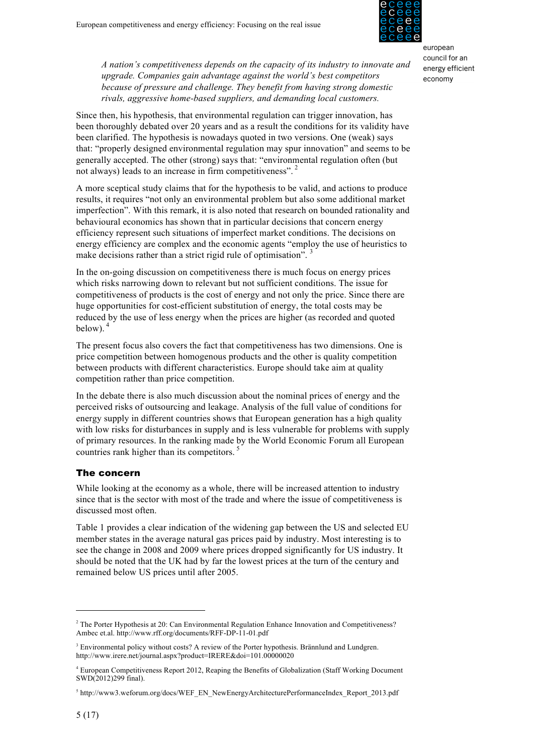> *A nation's competitiveness depends on the capacity of its industry to innovate and upgrade. Companies gain advantage against the world's best competitors because of pressure and challenge. They benefit from having strong domestic rivals, aggressive home-based suppliers, and demanding local customers.*

Since then, his hypothesis, that environmental regulation can trigger innovation, has been thoroughly debated over 20 years and as a result the conditions for its validity have been clarified. The hypothesis is nowadays quoted in two versions. One (weak) says that: "properly designed environmental regulation may spur innovation" and seems to be generally accepted. The other (strong) says that: "environmental regulation often (but not always) leads to an increase in firm competitiveness". [2]

A more sceptical study claims that for the hypothesis to be valid, and actions to produce results, it requires "not only an environmental problem but also some additional market imperfection". With this remark, it is also noted that research on bounded rationality and behavioural economics has shown that in particular decisions that concern energy efficiency represent such situations of imperfect market conditions. The decisions on energy efficiency are complex and the economic agents "employ the use of heuristics to make decisions rather than a strict rigid rule of optimisation". [3]

In the on-going discussion on competitiveness there is much focus on energy prices which risks narrowing down to relevant but not sufficient conditions. The issue for competitiveness of products is the cost of energy and not only the price. Since there are huge opportunities for cost-efficient substitution of energy, the total costs may be reduced by the use of less energy when the prices are higher (as recorded and quoted below). [4]

The present focus also covers the fact that competitiveness has two dimensions. One is price competition between homogenous products and the other is quality competition between products with different characteristics. Europe should take aim at quality competition rather than price competition.

In the debate there is also much discussion about the nominal prices of energy and the perceived risks of outsourcing and leakage. Analysis of the full value of conditions for energy supply in different countries shows that European generation has a high quality with low risks for disturbances in supply and is less vulnerable for problems with supply of primary resources. In the ranking made by the World Economic Forum all European countries rank higher than its competitors. [5]

## The concern

While looking at the economy as a whole, there will be increased attention to industry since that is the sector with most of the trade and where the issue of competitiveness is discussed most often.

Table 1 provides a clear indication of the widening gap between the US and selected EU member states in the average natural gas prices paid by industry. Most interesting is to see the change in 2008 and 2009 where prices dropped significantly for US industry. It should be noted that the UK had by far the lowest prices at the turn of the century and remained below US prices until after 2005.

---

[2] The Porter Hypothesis at 20: Can Environmental Regulation Enhance Innovation and Competitiveness? Ambec et.al. http://www.rff.org/documents/RFF-DP-11-01.pdf

[3] Environmental policy without costs? A review of the Porter hypothesis. Brännlund and Lundgren. http://www.irere.net/journal.aspx?product=IRERE&doi=101.00000020

[4] European Competitiveness Report 2012, Reaping the Benefits of Globalization (Staff Working Document SWD(2012)299 final).

[5] http://www3.weforum.org/docs/WEF_EN_NewEnergyArchitecturePerformanceIndex_Report_2013.pdf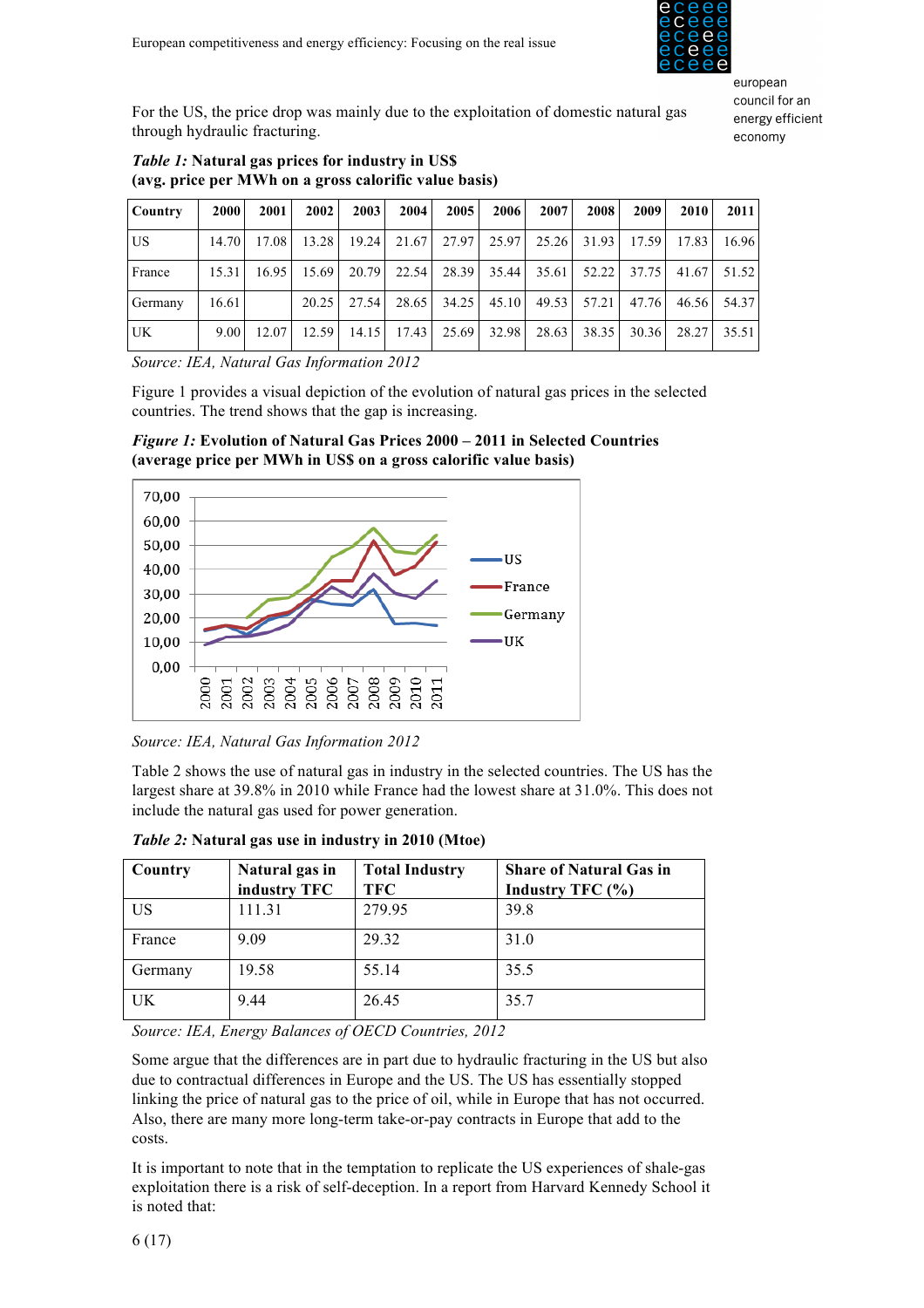For the US, the price drop was mainly due to the exploitation of domestic natural gas through hydraulic fracturing.

***Table 1:*** **Natural gas prices for industry in US$ (avg. price per MWh on a gross calorific value basis)**

| Country | 2000 | 2001 | 2002 | 2003 | 2004 | 2005 | 2006 | 2007 | 2008 | 2009 | 2010 | 2011 |
|---|---|---|---|---|---|---|---|---|---|---|---|---|
| US | 14.70 | 17.08 | 13.28 | 19.24 | 21.67 | 27.97 | 25.97 | 25.26 | 31.93 | 17.59 | 17.83 | 16.96 |
| France | 15.31 | 16.95 | 15.69 | 20.79 | 22.54 | 28.39 | 35.44 | 35.61 | 52.22 | 37.75 | 41.67 | 51.52 |
| Germany | 16.61 | | 20.25 | 27.54 | 28.65 | 34.25 | 45.10 | 49.53 | 57.21 | 47.76 | 46.56 | 54.37 |
| UK | 9.00 | 12.07 | 12.59 | 14.15 | 17.43 | 25.69 | 32.98 | 28.63 | 38.35 | 30.36 | 28.27 | 35.51 |

*Source: IEA, Natural Gas Information 2012*

Figure 1 provides a visual depiction of the evolution of natural gas prices in the selected countries. The trend shows that the gap is increasing.

***Figure 1:*** **Evolution of Natural Gas Prices 2000 – 2011 in Selected Countries (average price per MWh in US$ on a gross calorific value basis)**

*Source: IEA, Natural Gas Information 2012*

Table 2 shows the use of natural gas in industry in the selected countries. The US has the largest share at 39.8% in 2010 while France had the lowest share at 31.0%. This does not include the natural gas used for power generation.

***Table 2:*** **Natural gas use in industry in 2010 (Mtoe)**

| Country | Natural gas in industry TFC | Total Industry TFC | Share of Natural Gas in Industry TFC (%) |
|---|---|---|---|
| US | 111.31 | 279.95 | 39.8 |
| France | 9.09 | 29.32 | 31.0 |
| Germany | 19.58 | 55.14 | 35.5 |
| UK | 9.44 | 26.45 | 35.7 |

*Source: IEA, Energy Balances of OECD Countries, 2012*

Some argue that the differences are in part due to hydraulic fracturing in the US but also due to contractual differences in Europe and the US. The US has essentially stopped linking the price of natural gas to the price of oil, while in Europe that has not occurred. Also, there are many more long-term take-or-pay contracts in Europe that add to the costs.

It is important to note that in the temptation to replicate the US experiences of shale-gas exploitation there is a risk of self-deception. In a report from Harvard Kennedy School it is noted that: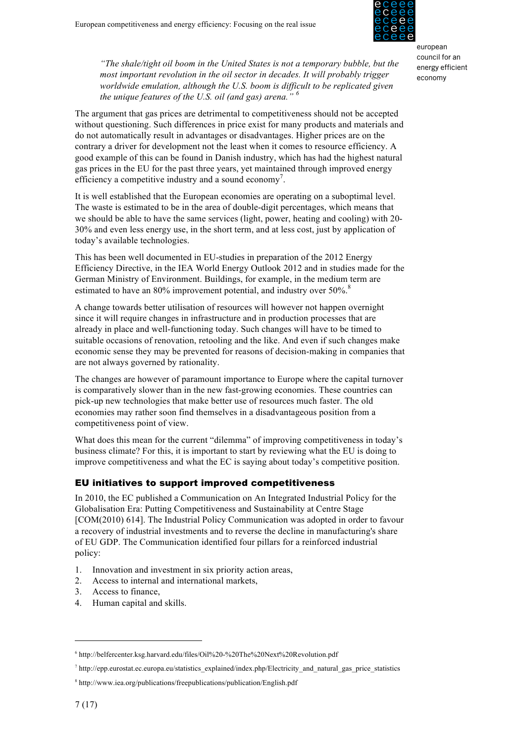*"The shale/tight oil boom in the United States is not a temporary bubble, but the most important revolution in the oil sector in decades. It will probably trigger worldwide emulation, although the U.S. boom is difficult to be replicated given the unique features of the U.S. oil (and gas) arena."* [6]

The argument that gas prices are detrimental to competitiveness should not be accepted without questioning. Such differences in price exist for many products and materials and do not automatically result in advantages or disadvantages. Higher prices are on the contrary a driver for development not the least when it comes to resource efficiency. A good example of this can be found in Danish industry, which has had the highest natural gas prices in the EU for the past three years, yet maintained through improved energy efficiency a competitive industry and a sound economy[7].

It is well established that the European economies are operating on a suboptimal level. The waste is estimated to be in the area of double-digit percentages, which means that we should be able to have the same services (light, power, heating and cooling) with 20-30% and even less energy use, in the short term, and at less cost, just by application of today's available technologies.

This has been well documented in EU-studies in preparation of the 2012 Energy Efficiency Directive, in the IEA World Energy Outlook 2012 and in studies made for the German Ministry of Environment. Buildings, for example, in the medium term are estimated to have an 80% improvement potential, and industry over 50%.[8]

A change towards better utilisation of resources will however not happen overnight since it will require changes in infrastructure and in production processes that are already in place and well-functioning today. Such changes will have to be timed to suitable occasions of renovation, retooling and the like. And even if such changes make economic sense they may be prevented for reasons of decision-making in companies that are not always governed by rationality.

The changes are however of paramount importance to Europe where the capital turnover is comparatively slower than in the new fast-growing economies. These countries can pick-up new technologies that make better use of resources much faster. The old economies may rather soon find themselves in a disadvantageous position from a competitiveness point of view.

What does this mean for the current "dilemma" of improving competitiveness in today's business climate? For this, it is important to start by reviewing what the EU is doing to improve competitiveness and what the EC is saying about today's competitive position.

## EU initiatives to support improved competitiveness

In 2010, the EC published a Communication on An Integrated Industrial Policy for the Globalisation Era: Putting Competitiveness and Sustainability at Centre Stage [COM(2010) 614]. The Industrial Policy Communication was adopted in order to favour a recovery of industrial investments and to reverse the decline in manufacturing's share of EU GDP. The Communication identified four pillars for a reinforced industrial policy:

1. Innovation and investment in six priority action areas,
2. Access to internal and international markets,
3. Access to finance,
4. Human capital and skills.

---

[6] http://belfercenter.ksg.harvard.edu/files/Oil%20-%20The%20Next%20Revolution.pdf

[7] http://epp.eurostat.ec.europa.eu/statistics_explained/index.php/Electricity_and_natural_gas_price_statistics

[8] http://www.iea.org/publications/freepublications/publication/English.pdf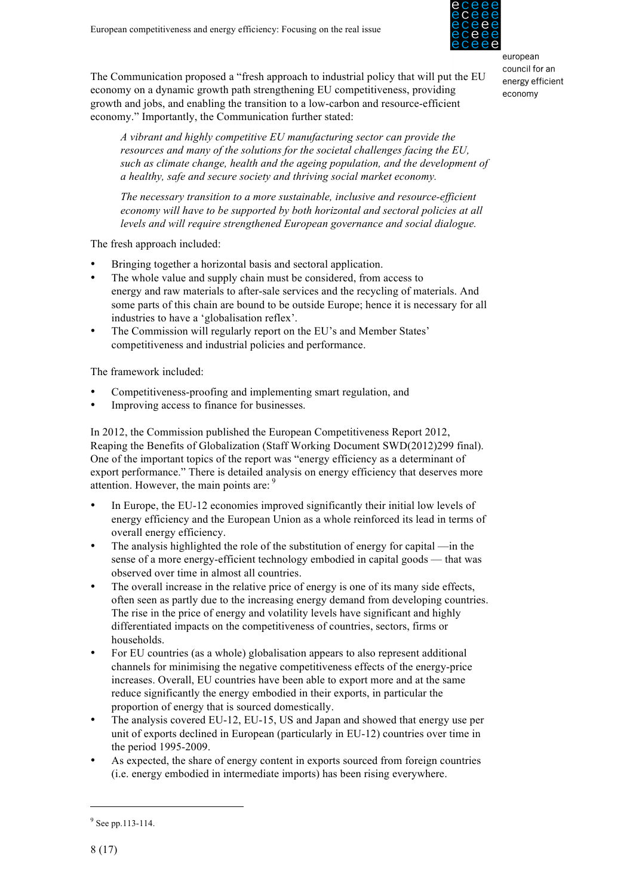The Communication proposed a "fresh approach to industrial policy that will put the EU economy on a dynamic growth path strengthening EU competitiveness, providing growth and jobs, and enabling the transition to a low-carbon and resource-efficient economy." Importantly, the Communication further stated:

> *A vibrant and highly competitive EU manufacturing sector can provide the resources and many of the solutions for the societal challenges facing the EU, such as climate change, health and the ageing population, and the development of a healthy, safe and secure society and thriving social market economy.*
>
> *The necessary transition to a more sustainable, inclusive and resource-efficient economy will have to be supported by both horizontal and sectoral policies at all levels and will require strengthened European governance and social dialogue.*

The fresh approach included:

- Bringing together a horizontal basis and sectoral application.
- The whole value and supply chain must be considered, from access to energy and raw materials to after-sale services and the recycling of materials. And some parts of this chain are bound to be outside Europe; hence it is necessary for all industries to have a 'globalisation reflex'.
- The Commission will regularly report on the EU's and Member States' competitiveness and industrial policies and performance.

The framework included:

- Competitiveness-proofing and implementing smart regulation, and
- Improving access to finance for businesses.

In 2012, the Commission published the European Competitiveness Report 2012, Reaping the Benefits of Globalization (Staff Working Document SWD(2012)299 final). One of the important topics of the report was "energy efficiency as a determinant of export performance." There is detailed analysis on energy efficiency that deserves more attention. However, the main points are: [9]

- In Europe, the EU-12 economies improved significantly their initial low levels of energy efficiency and the European Union as a whole reinforced its lead in terms of overall energy efficiency.
- The analysis highlighted the role of the substitution of energy for capital —in the sense of a more energy-efficient technology embodied in capital goods — that was observed over time in almost all countries.
- The overall increase in the relative price of energy is one of its many side effects, often seen as partly due to the increasing energy demand from developing countries. The rise in the price of energy and volatility levels have significant and highly differentiated impacts on the competitiveness of countries, sectors, firms or households.
- For EU countries (as a whole) globalisation appears to also represent additional channels for minimising the negative competitiveness effects of the energy-price increases. Overall, EU countries have been able to export more and at the same reduce significantly the energy embodied in their exports, in particular the proportion of energy that is sourced domestically.
- The analysis covered EU-12, EU-15, US and Japan and showed that energy use per unit of exports declined in European (particularly in EU-12) countries over time in the period 1995-2009.
- As expected, the share of energy content in exports sourced from foreign countries (i.e. energy embodied in intermediate imports) has been rising everywhere.

[9] See pp.113-114.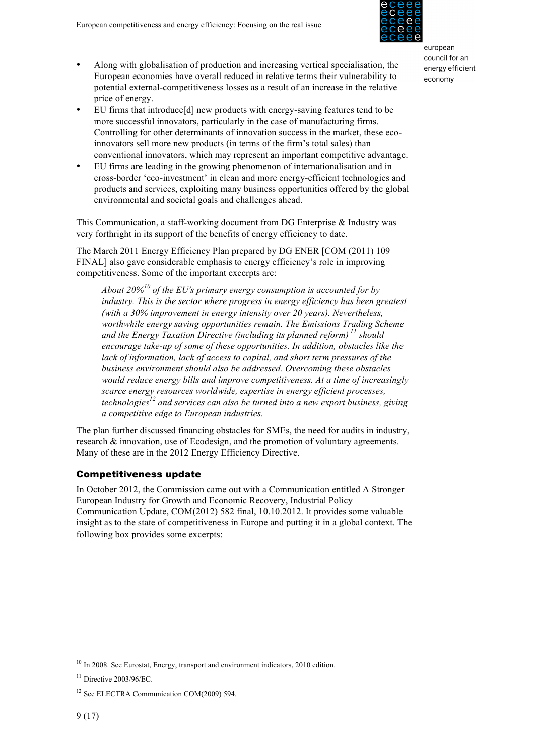- Along with globalisation of production and increasing vertical specialisation, the European economies have overall reduced in relative terms their vulnerability to potential external-competitiveness losses as a result of an increase in the relative price of energy.
- EU firms that introduce[d] new products with energy-saving features tend to be more successful innovators, particularly in the case of manufacturing firms. Controlling for other determinants of innovation success in the market, these eco-innovators sell more new products (in terms of the firm's total sales) than conventional innovators, which may represent an important competitive advantage.
- EU firms are leading in the growing phenomenon of internationalisation and in cross-border 'eco-investment' in clean and more energy-efficient technologies and products and services, exploiting many business opportunities offered by the global environmental and societal goals and challenges ahead.

This Communication, a staff-working document from DG Enterprise & Industry was very forthright in its support of the benefits of energy efficiency to date.

The March 2011 Energy Efficiency Plan prepared by DG ENER [COM (2011) 109 FINAL] also gave considerable emphasis to energy efficiency's role in improving competitiveness. Some of the important excerpts are:

> *About 20%[10] of the EU's primary energy consumption is accounted for by industry. This is the sector where progress in energy efficiency has been greatest (with a 30% improvement in energy intensity over 20 years). Nevertheless, worthwhile energy saving opportunities remain. The Emissions Trading Scheme and the Energy Taxation Directive (including its planned reform)[11] should encourage take-up of some of these opportunities. In addition, obstacles like the lack of information, lack of access to capital, and short term pressures of the business environment should also be addressed. Overcoming these obstacles would reduce energy bills and improve competitiveness. At a time of increasingly scarce energy resources worldwide, expertise in energy efficient processes, technologies[12] and services can also be turned into a new export business, giving a competitive edge to European industries.*

The plan further discussed financing obstacles for SMEs, the need for audits in industry, research & innovation, use of Ecodesign, and the promotion of voluntary agreements. Many of these are in the 2012 Energy Efficiency Directive.

## Competitiveness update

In October 2012, the Commission came out with a Communication entitled A Stronger European Industry for Growth and Economic Recovery, Industrial Policy Communication Update, COM(2012) 582 final, 10.10.2012. It provides some valuable insight as to the state of competitiveness in Europe and putting it in a global context. The following box provides some excerpts:

---

[10] In 2008. See Eurostat, Energy, transport and environment indicators, 2010 edition.

[11] Directive 2003/96/EC.

[12] See ELECTRA Communication COM(2009) 594.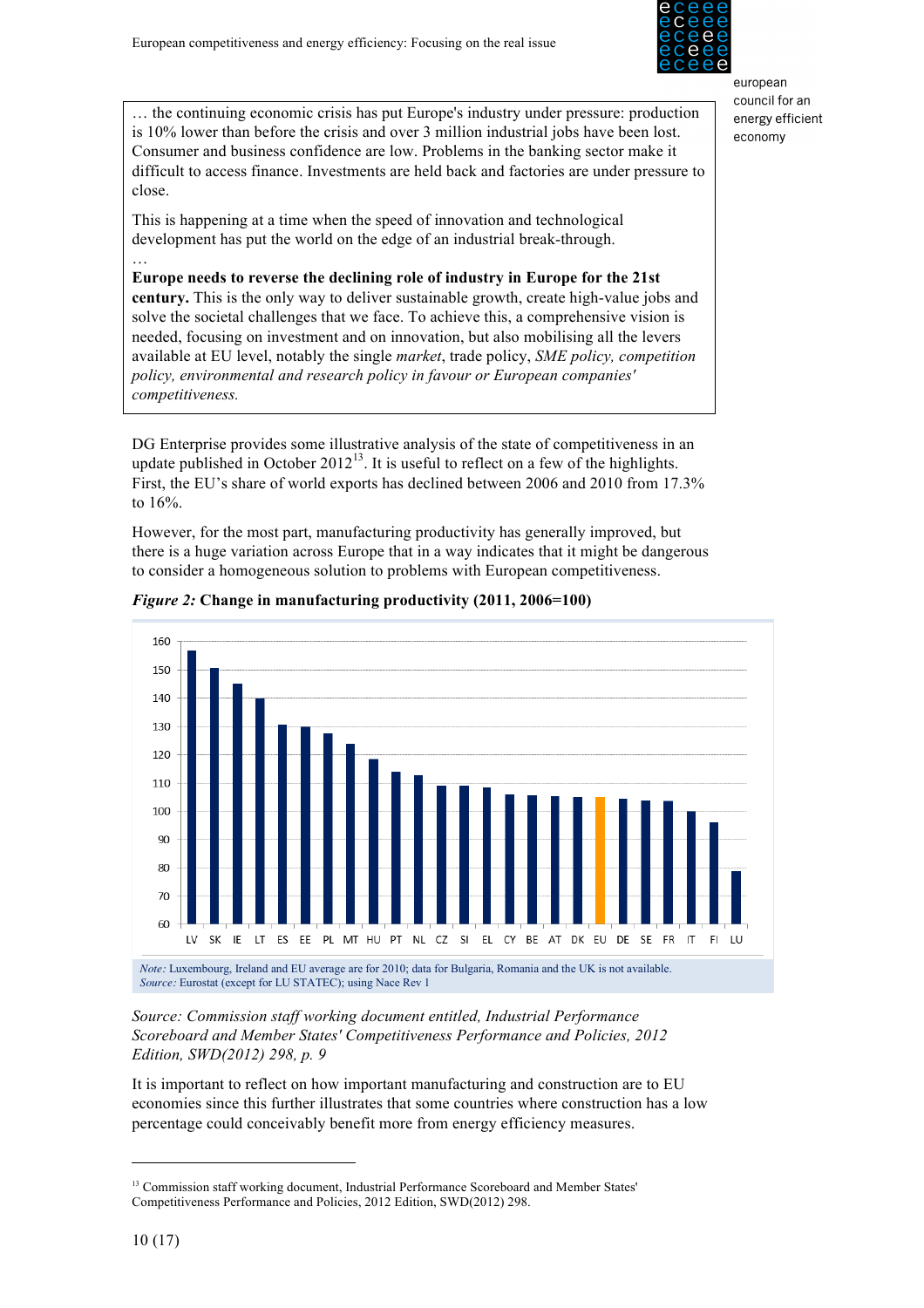> … the continuing economic crisis has put Europe's industry under pressure: production is 10% lower than before the crisis and over 3 million industrial jobs have been lost. Consumer and business confidence are low. Problems in the banking sector make it difficult to access finance. Investments are held back and factories are under pressure to close.
>
> This is happening at a time when the speed of innovation and technological development has put the world on the edge of an industrial break-through.
>
> …
>
> **Europe needs to reverse the declining role of industry in Europe for the 21st century.** This is the only way to deliver sustainable growth, create high-value jobs and solve the societal challenges that we face. To achieve this, a comprehensive vision is needed, focusing on investment and on innovation, but also mobilising all the levers available at EU level, notably the single *market*, trade policy, *SME policy, competition policy, environmental and research policy in favour or European companies' competitiveness.*

DG Enterprise provides some illustrative analysis of the state of competitiveness in an update published in October 2012[13]. It is useful to reflect on a few of the highlights. First, the EU's share of world exports has declined between 2006 and 2010 from 17.3% to 16%.

However, for the most part, manufacturing productivity has generally improved, but there is a huge variation across Europe that in a way indicates that it might be dangerous to consider a homogeneous solution to problems with European competitiveness.

***Figure 2:*** **Change in manufacturing productivity (2011, 2006=100)**

*Note:* Luxembourg, Ireland and EU average are for 2010; data for Bulgaria, Romania and the UK is not available.
*Source:* Eurostat (except for LU STATEC); using Nace Rev 1

*Source: Commission staff working document entitled, Industrial Performance Scoreboard and Member States' Competitiveness Performance and Policies, 2012 Edition, SWD(2012) 298, p. 9*

It is important to reflect on how important manufacturing and construction are to EU economies since this further illustrates that some countries where construction has a low percentage could conceivably benefit more from energy efficiency measures.

---

[13] Commission staff working document, Industrial Performance Scoreboard and Member States' Competitiveness Performance and Policies, 2012 Edition, SWD(2012) 298.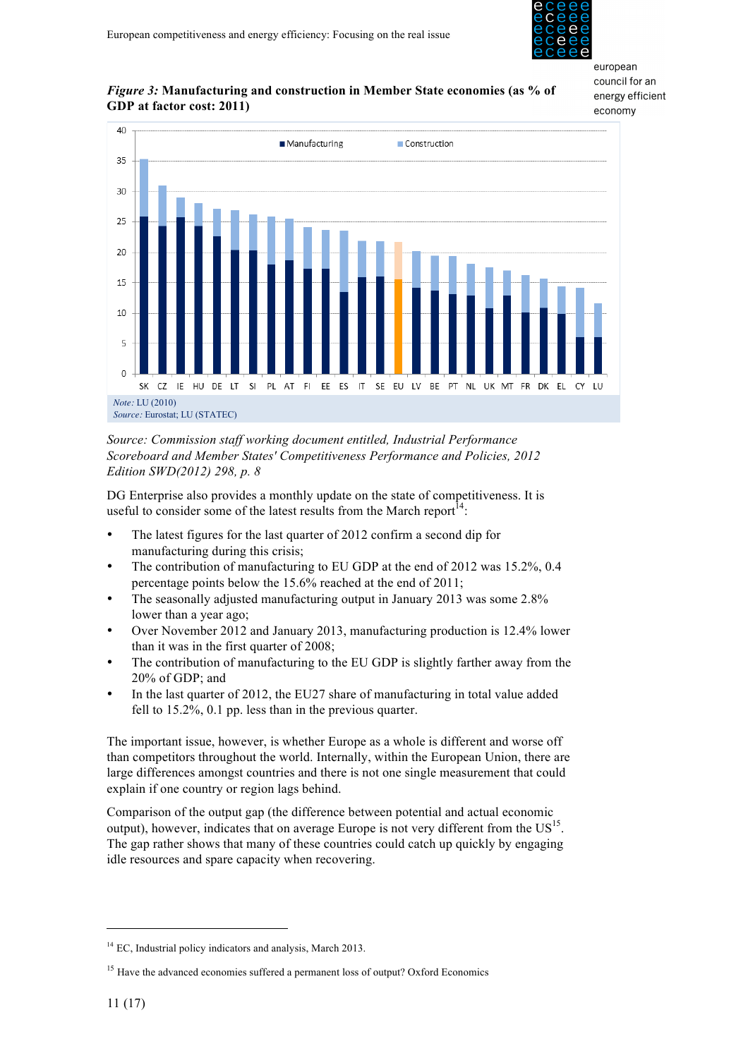*Figure 3:* **Manufacturing and construction in Member State economies (as % of GDP at factor cost: 2011)**

*Note:* LU (2010)
*Source:* Eurostat; LU (STATEC)

*Source: Commission staff working document entitled, Industrial Performance Scoreboard and Member States' Competitiveness Performance and Policies, 2012 Edition SWD(2012) 298, p. 8*

DG Enterprise also provides a monthly update on the state of competitiveness. It is useful to consider some of the latest results from the March report[14]:

- The latest figures for the last quarter of 2012 confirm a second dip for manufacturing during this crisis;
- The contribution of manufacturing to EU GDP at the end of 2012 was 15.2%, 0.4 percentage points below the 15.6% reached at the end of 2011;
- The seasonally adjusted manufacturing output in January 2013 was some 2.8% lower than a year ago;
- Over November 2012 and January 2013, manufacturing production is 12.4% lower than it was in the first quarter of 2008;
- The contribution of manufacturing to the EU GDP is slightly farther away from the 20% of GDP; and
- In the last quarter of 2012, the EU27 share of manufacturing in total value added fell to 15.2%, 0.1 pp. less than in the previous quarter.

The important issue, however, is whether Europe as a whole is different and worse off than competitors throughout the world. Internally, within the European Union, there are large differences amongst countries and there is not one single measurement that could explain if one country or region lags behind.

Comparison of the output gap (the difference between potential and actual economic output), however, indicates that on average Europe is not very different from the US[15]. The gap rather shows that many of these countries could catch up quickly by engaging idle resources and spare capacity when recovering.

---

[14] EC, Industrial policy indicators and analysis, March 2013.

[15] Have the advanced economies suffered a permanent loss of output? Oxford Economics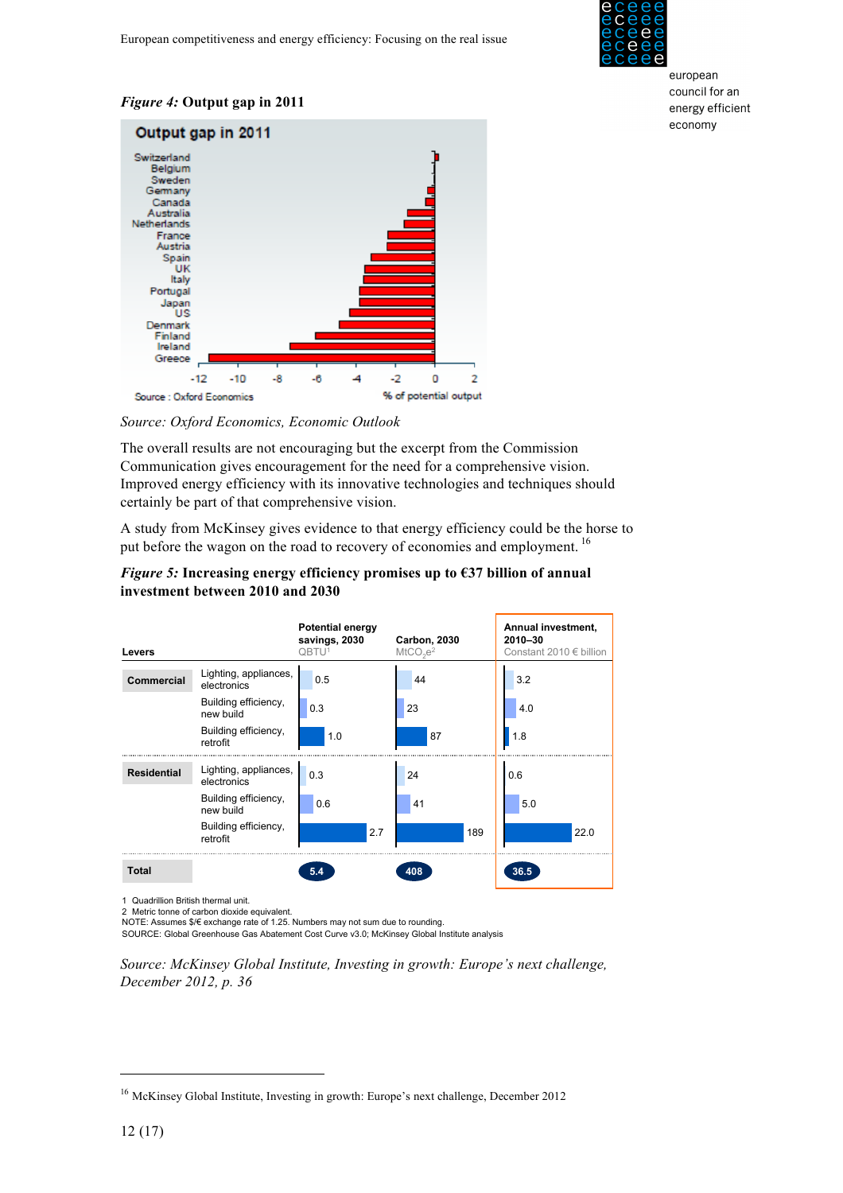*Figure 4:* **Output gap in 2011**

Output gap in 2011

| Country | % of potential output |
|---|---|
| Switzerland | |
| Belgium | |
| Sweden | |
| Germany | |
| Canada | |
| Australia | |
| Netherlands | |
| France | |
| Austria | |
| Spain | |
| UK | |
| Italy | |
| Portugal | |
| Japan | |
| US | |
| Denmark | |
| Finland | |
| Ireland | |
| Greece | |

Source : Oxford Economics

*Source: Oxford Economics, Economic Outlook*

The overall results are not encouraging but the excerpt from the Commission Communication gives encouragement for the need for a comprehensive vision. Improved energy efficiency with its innovative technologies and techniques should certainly be part of that comprehensive vision.

A study from McKinsey gives evidence to that energy efficiency could be the horse to put before the wagon on the road to recovery of economies and employment. [16]

*Figure 5:* **Increasing energy efficiency promises up to €37 billion of annual investment between 2010 and 2030**

| Levers | | Potential energy savings, 2030 QBTU[1] | Carbon, 2030 $MtCO_2e$[2] | Annual investment, 2010–30 Constant 2010 € billion |
|---|---|---|---|---|
| Commercial | Lighting, appliances, electronics | 0.5 | 44 | 3.2 |
| | Building efficiency, new build | 0.3 | 23 | 4.0 |
| | Building efficiency, retrofit | 1.0 | 87 | 1.8 |
| Residential | Lighting, appliances, electronics | 0.3 | 24 | 0.6 |
| | Building efficiency, new build | 0.6 | 41 | 5.0 |
| | Building efficiency, retrofit | 2.7 | 189 | 22.0 |
| Total | | 5.4 | 408 | 36.5 |

1 Quadrillion British thermal unit.
2 Metric tonne of carbon dioxide equivalent.
NOTE: Assumes $/€ exchange rate of 1.25. Numbers may not sum due to rounding.
SOURCE: Global Greenhouse Gas Abatement Cost Curve v3.0; McKinsey Global Institute analysis

*Source: McKinsey Global Institute, Investing in growth: Europe's next challenge, December 2012, p. 36*

[16] McKinsey Global Institute, Investing in growth: Europe's next challenge, December 2012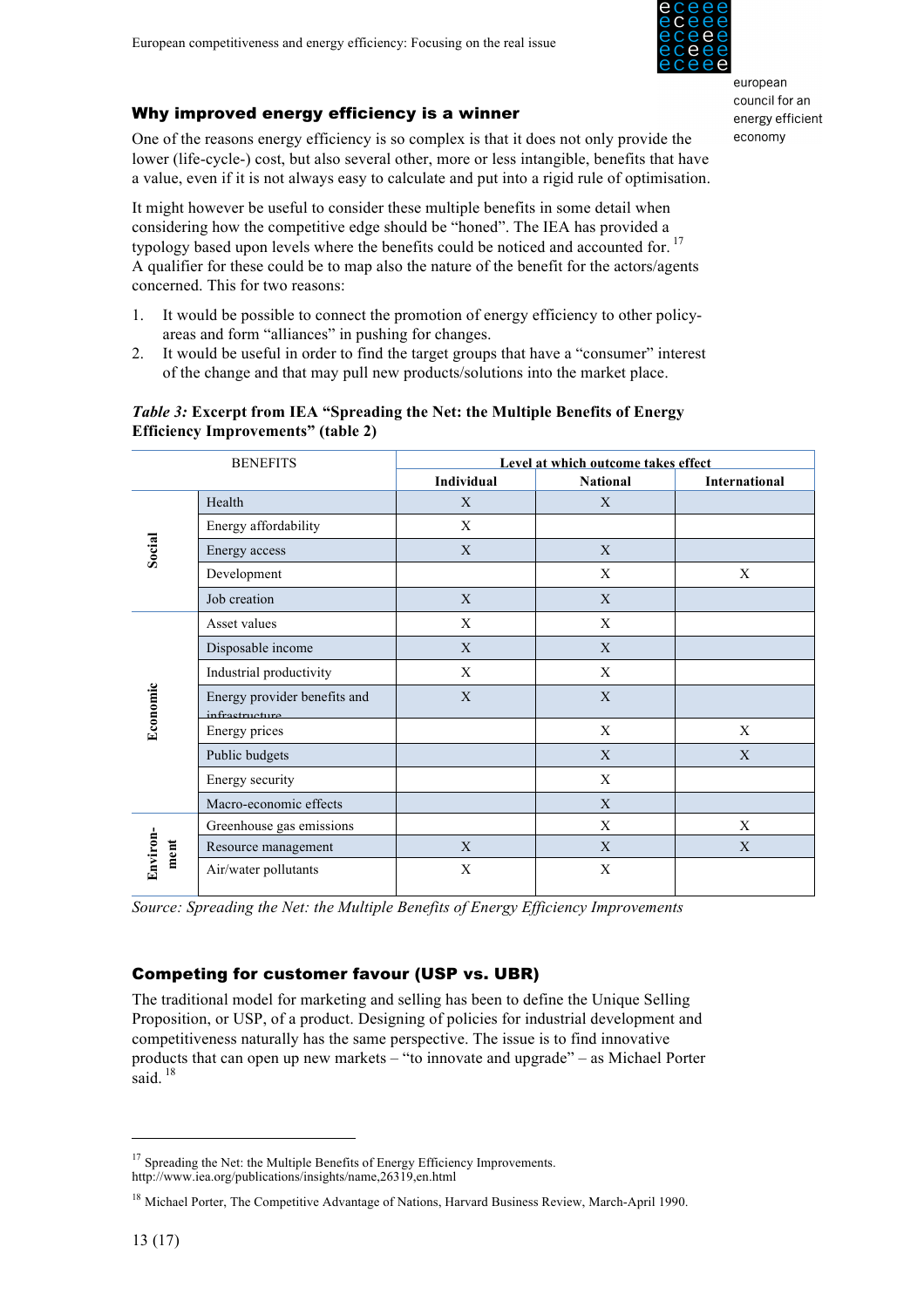## Why improved energy efficiency is a winner

One of the reasons energy efficiency is so complex is that it does not only provide the lower (life-cycle-) cost, but also several other, more or less intangible, benefits that have a value, even if it is not always easy to calculate and put into a rigid rule of optimisation.

It might however be useful to consider these multiple benefits in some detail when considering how the competitive edge should be "honed". The IEA has provided a typology based upon levels where the benefits could be noticed and accounted for.[17] A qualifier for these could be to map also the nature of the benefit for the actors/agents concerned. This for two reasons:

1. It would be possible to connect the promotion of energy efficiency to other policy-areas and form "alliances" in pushing for changes.
2. It would be useful in order to find the target groups that have a "consumer" interest of the change and that may pull new products/solutions into the market place.

***Table 3:*** **Excerpt from IEA "Spreading the Net: the Multiple Benefits of Energy Efficiency Improvements" (table 2)**

| BENEFITS | | Level at which outcome takes effect | | |
|---|---|---|---|---|
| | | Individual | National | International |
| Social | Health | X | X | |
| | Energy affordability | X | | |
| | Energy access | X | X | |
| | Development | | X | X |
| | Job creation | X | X | |
| Economic | Asset values | X | X | |
| | Disposable income | X | X | |
| | Industrial productivity | X | X | |
| | Energy provider benefits and infrastructure | X | X | |
| | Energy prices | | X | X |
| | Public budgets | | X | X |
| | Energy security | | X | |
| | Macro-economic effects | | X | |
| Environment | Greenhouse gas emissions | | X | X |
| | Resource management | X | X | X |
| | Air/water pollutants | X | X | |

*Source: Spreading the Net: the Multiple Benefits of Energy Efficiency Improvements*

## Competing for customer favour (USP vs. UBR)

The traditional model for marketing and selling has been to define the Unique Selling Proposition, or USP, of a product. Designing of policies for industrial development and competitiveness naturally has the same perspective. The issue is to find innovative products that can open up new markets – "to innovate and upgrade" – as Michael Porter said.[18]

---

[17] Spreading the Net: the Multiple Benefits of Energy Efficiency Improvements. http://www.iea.org/publications/insights/name,26319,en.html

[18] Michael Porter, The Competitive Advantage of Nations, Harvard Business Review, March-April 1990.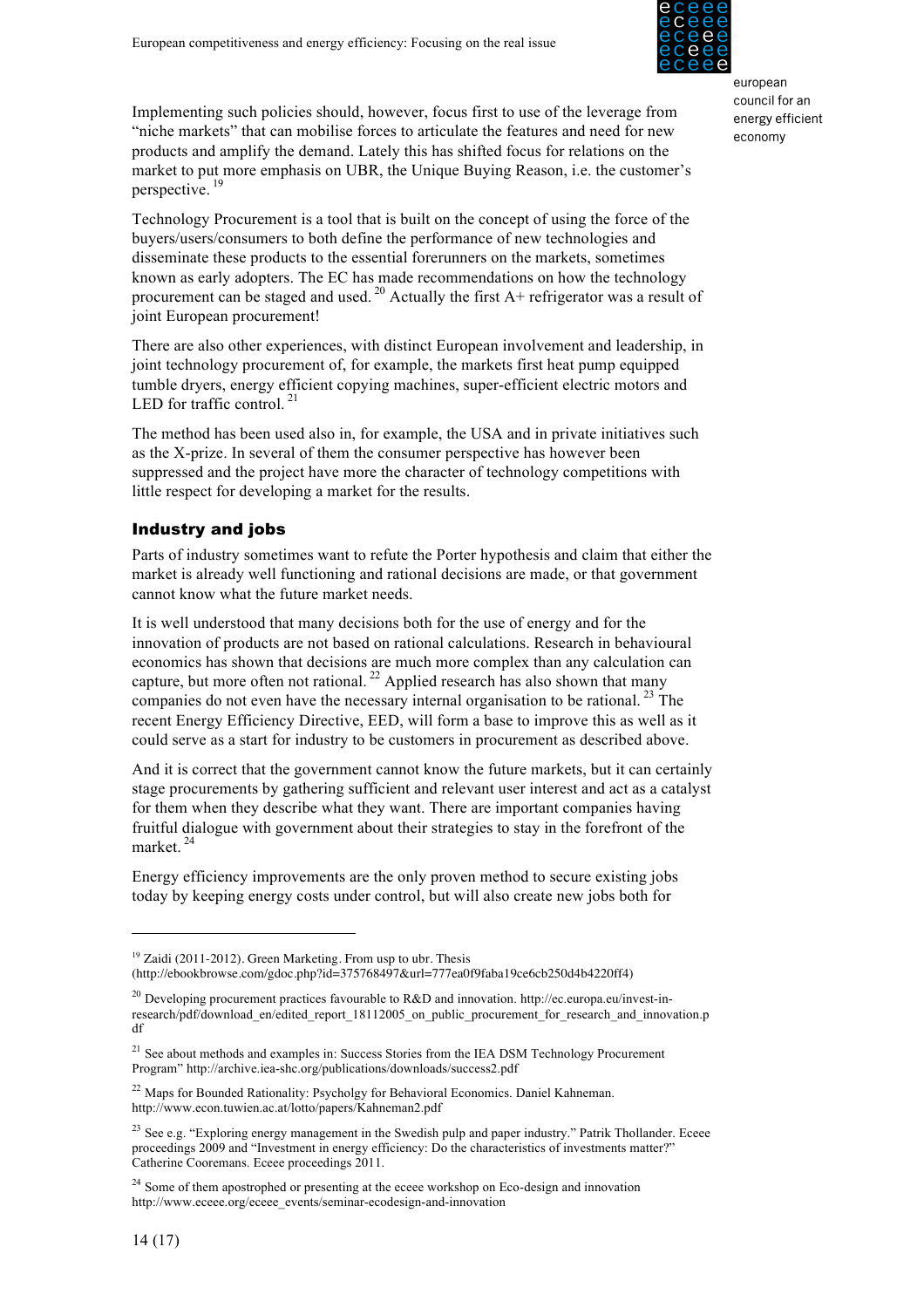Implementing such policies should, however, focus first to use of the leverage from "niche markets" that can mobilise forces to articulate the features and need for new products and amplify the demand. Lately this has shifted focus for relations on the market to put more emphasis on UBR, the Unique Buying Reason, i.e. the customer's perspective. [19]

Technology Procurement is a tool that is built on the concept of using the force of the buyers/users/consumers to both define the performance of new technologies and disseminate these products to the essential forerunners on the markets, sometimes known as early adopters. The EC has made recommendations on how the technology procurement can be staged and used. [20] Actually the first A+ refrigerator was a result of joint European procurement!

There are also other experiences, with distinct European involvement and leadership, in joint technology procurement of, for example, the markets first heat pump equipped tumble dryers, energy efficient copying machines, super-efficient electric motors and LED for traffic control. [21]

The method has been used also in, for example, the USA and in private initiatives such as the X-prize. In several of them the consumer perspective has however been suppressed and the project have more the character of technology competitions with little respect for developing a market for the results.

## Industry and jobs

Parts of industry sometimes want to refute the Porter hypothesis and claim that either the market is already well functioning and rational decisions are made, or that government cannot know what the future market needs.

It is well understood that many decisions both for the use of energy and for the innovation of products are not based on rational calculations. Research in behavioural economics has shown that decisions are much more complex than any calculation can capture, but more often not rational. [22] Applied research has also shown that many companies do not even have the necessary internal organisation to be rational. [23] The recent Energy Efficiency Directive, EED, will form a base to improve this as well as it could serve as a start for industry to be customers in procurement as described above.

And it is correct that the government cannot know the future markets, but it can certainly stage procurements by gathering sufficient and relevant user interest and act as a catalyst for them when they describe what they want. There are important companies having fruitful dialogue with government about their strategies to stay in the forefront of the market. [24]

Energy efficiency improvements are the only proven method to secure existing jobs today by keeping energy costs under control, but will also create new jobs both for

---

[19] Zaidi (2011-2012). Green Marketing. From usp to ubr. Thesis (http://ebookbrowse.com/gdoc.php?id=375768497&url=777ea0f9faba19ce6cb250d4b4220ff4)

[20] Developing procurement practices favourable to R&D and innovation. http://ec.europa.eu/invest-in-research/pdf/download_en/edited_report_18112005_on_public_procurement_for_research_and_innovation.pdf

[21] See about methods and examples in: Success Stories from the IEA DSM Technology Procurement Program" http://archive.iea-shc.org/publications/downloads/success2.pdf

[22] Maps for Bounded Rationality: Psycholgy for Behavioral Economics. Daniel Kahneman. http://www.econ.tuwien.ac.at/lotto/papers/Kahneman2.pdf

[23] See e.g. "Exploring energy management in the Swedish pulp and paper industry." Patrik Thollander. Eceee proceedings 2009 and "Investment in energy efficiency: Do the characteristics of investments matter?" Catherine Cooremans. Eceee proceedings 2011.

[24] Some of them apostrophed or presenting at the eceee workshop on Eco-design and innovation http://www.eceee.org/eceee_events/seminar-ecodesign-and-innovation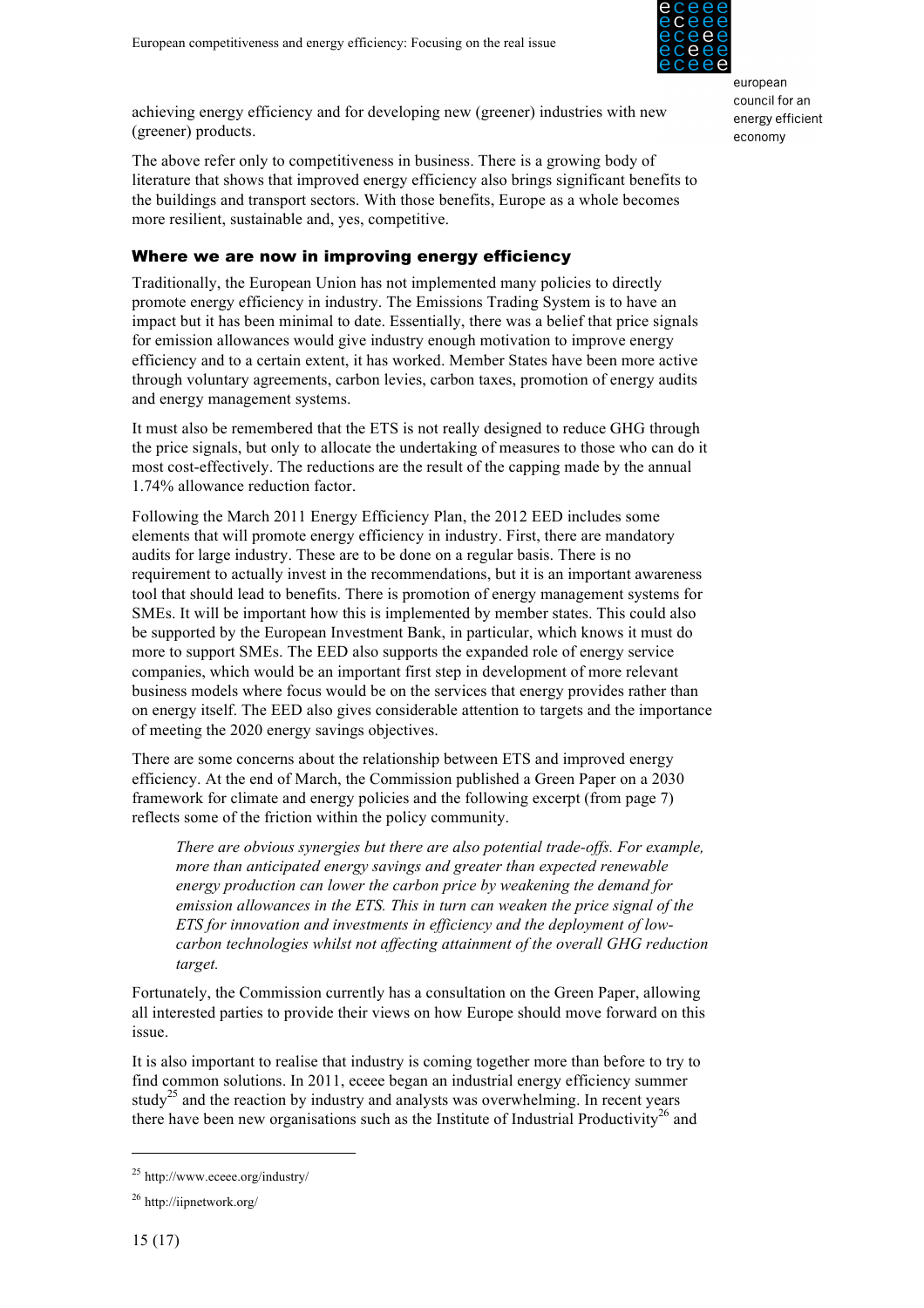achieving energy efficiency and for developing new (greener) industries with new (greener) products.

The above refer only to competitiveness in business. There is a growing body of literature that shows that improved energy efficiency also brings significant benefits to the buildings and transport sectors. With those benefits, Europe as a whole becomes more resilient, sustainable and, yes, competitive.

### Where we are now in improving energy efficiency

Traditionally, the European Union has not implemented many policies to directly promote energy efficiency in industry. The Emissions Trading System is to have an impact but it has been minimal to date. Essentially, there was a belief that price signals for emission allowances would give industry enough motivation to improve energy efficiency and to a certain extent, it has worked. Member States have been more active through voluntary agreements, carbon levies, carbon taxes, promotion of energy audits and energy management systems.

It must also be remembered that the ETS is not really designed to reduce GHG through the price signals, but only to allocate the undertaking of measures to those who can do it most cost-effectively. The reductions are the result of the capping made by the annual 1.74% allowance reduction factor.

Following the March 2011 Energy Efficiency Plan, the 2012 EED includes some elements that will promote energy efficiency in industry. First, there are mandatory audits for large industry. These are to be done on a regular basis. There is no requirement to actually invest in the recommendations, but it is an important awareness tool that should lead to benefits. There is promotion of energy management systems for SMEs. It will be important how this is implemented by member states. This could also be supported by the European Investment Bank, in particular, which knows it must do more to support SMEs. The EED also supports the expanded role of energy service companies, which would be an important first step in development of more relevant business models where focus would be on the services that energy provides rather than on energy itself. The EED also gives considerable attention to targets and the importance of meeting the 2020 energy savings objectives.

There are some concerns about the relationship between ETS and improved energy efficiency. At the end of March, the Commission published a Green Paper on a 2030 framework for climate and energy policies and the following excerpt (from page 7) reflects some of the friction within the policy community.

> *There are obvious synergies but there are also potential trade-offs. For example, more than anticipated energy savings and greater than expected renewable energy production can lower the carbon price by weakening the demand for emission allowances in the ETS. This in turn can weaken the price signal of the ETS for innovation and investments in efficiency and the deployment of low-carbon technologies whilst not affecting attainment of the overall GHG reduction target.*

Fortunately, the Commission currently has a consultation on the Green Paper, allowing all interested parties to provide their views on how Europe should move forward on this issue.

It is also important to realise that industry is coming together more than before to try to find common solutions. In 2011, eceee began an industrial energy efficiency summer study[25] and the reaction by industry and analysts was overwhelming. In recent years there have been new organisations such as the Institute of Industrial Productivity[26] and

---

[25] http://www.eceee.org/industry/

[26] http://iipnetwork.org/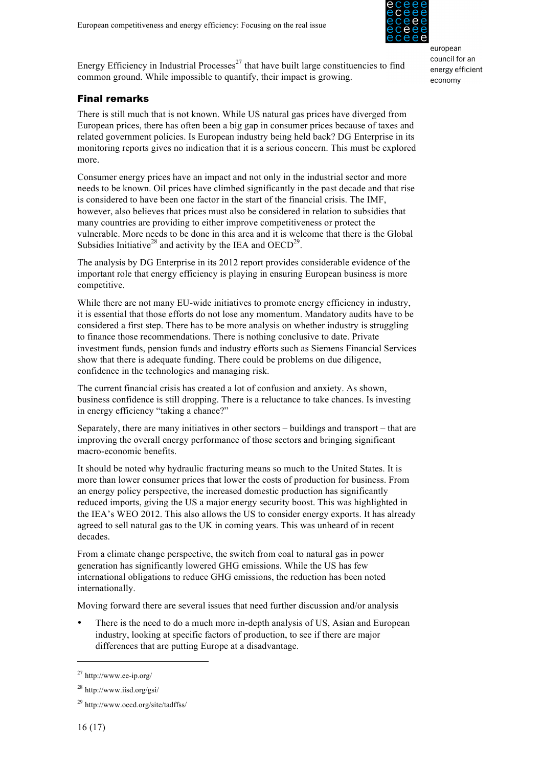Energy Efficiency in Industrial Processes[27] that have built large constituencies to find common ground. While impossible to quantify, their impact is growing.

## Final remarks

There is still much that is not known. While US natural gas prices have diverged from European prices, there has often been a big gap in consumer prices because of taxes and related government policies. Is European industry being held back? DG Enterprise in its monitoring reports gives no indication that it is a serious concern. This must be explored more.

Consumer energy prices have an impact and not only in the industrial sector and more needs to be known. Oil prices have climbed significantly in the past decade and that rise is considered to have been one factor in the start of the financial crisis. The IMF, however, also believes that prices must also be considered in relation to subsidies that many countries are providing to either improve competitiveness or protect the vulnerable. More needs to be done in this area and it is welcome that there is the Global Subsidies Initiative[28] and activity by the IEA and OECD[29].

The analysis by DG Enterprise in its 2012 report provides considerable evidence of the important role that energy efficiency is playing in ensuring European business is more competitive.

While there are not many EU-wide initiatives to promote energy efficiency in industry, it is essential that those efforts do not lose any momentum. Mandatory audits have to be considered a first step. There has to be more analysis on whether industry is struggling to finance those recommendations. There is nothing conclusive to date. Private investment funds, pension funds and industry efforts such as Siemens Financial Services show that there is adequate funding. There could be problems on due diligence, confidence in the technologies and managing risk.

The current financial crisis has created a lot of confusion and anxiety. As shown, business confidence is still dropping. There is a reluctance to take chances. Is investing in energy efficiency "taking a chance?"

Separately, there are many initiatives in other sectors – buildings and transport – that are improving the overall energy performance of those sectors and bringing significant macro-economic benefits.

It should be noted why hydraulic fracturing means so much to the United States. It is more than lower consumer prices that lower the costs of production for business. From an energy policy perspective, the increased domestic production has significantly reduced imports, giving the US a major energy security boost. This was highlighted in the IEA's WEO 2012. This also allows the US to consider energy exports. It has already agreed to sell natural gas to the UK in coming years. This was unheard of in recent decades.

From a climate change perspective, the switch from coal to natural gas in power generation has significantly lowered GHG emissions. While the US has few international obligations to reduce GHG emissions, the reduction has been noted internationally.

Moving forward there are several issues that need further discussion and/or analysis

- There is the need to do a much more in-depth analysis of US, Asian and European industry, looking at specific factors of production, to see if there are major differences that are putting Europe at a disadvantage.

---

[27] http://www.ee-ip.org/

[28] http://www.iisd.org/gsi/

[29] http://www.oecd.org/site/tadffss/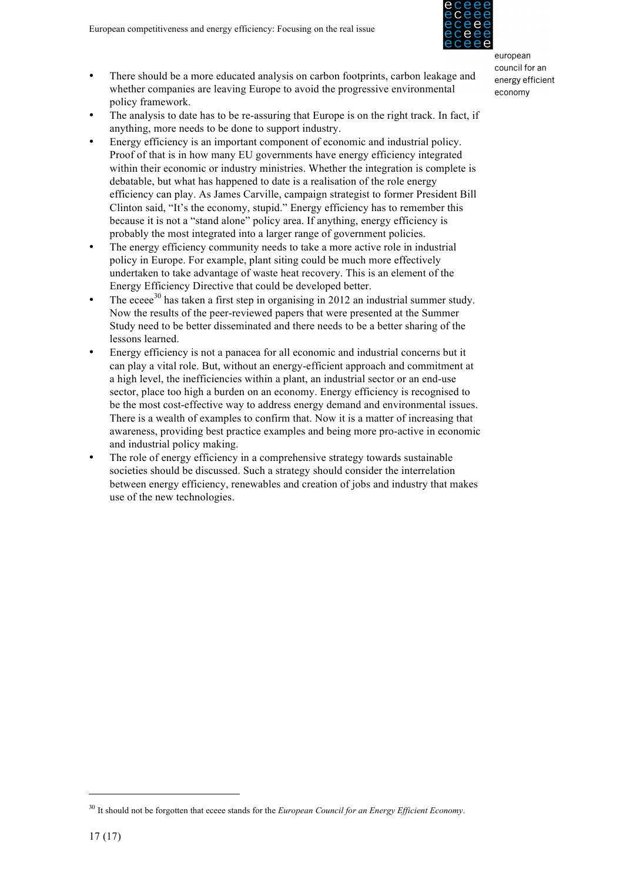- There should be a more educated analysis on carbon footprints, carbon leakage and whether companies are leaving Europe to avoid the progressive environmental policy framework.
- The analysis to date has to be re-assuring that Europe is on the right track. In fact, if anything, more needs to be done to support industry.
- Energy efficiency is an important component of economic and industrial policy. Proof of that is in how many EU governments have energy efficiency integrated within their economic or industry ministries. Whether the integration is complete is debatable, but what has happened to date is a realisation of the role energy efficiency can play. As James Carville, campaign strategist to former President Bill Clinton said, "It's the economy, stupid." Energy efficiency has to remember this because it is not a "stand alone" policy area. If anything, energy efficiency is probably the most integrated into a larger range of government policies.
- The energy efficiency community needs to take a more active role in industrial policy in Europe. For example, plant siting could be much more effectively undertaken to take advantage of waste heat recovery. This is an element of the Energy Efficiency Directive that could be developed better.
- The eceee[30] has taken a first step in organising in 2012 an industrial summer study. Now the results of the peer-reviewed papers that were presented at the Summer Study need to be better disseminated and there needs to be a better sharing of the lessons learned.
- Energy efficiency is not a panacea for all economic and industrial concerns but it can play a vital role. But, without an energy-efficient approach and commitment at a high level, the inefficiencies within a plant, an industrial sector or an end-use sector, place too high a burden on an economy. Energy efficiency is recognised to be the most cost-effective way to address energy demand and environmental issues. There is a wealth of examples to confirm that. Now it is a matter of increasing that awareness, providing best practice examples and being more pro-active in economic and industrial policy making.
- The role of energy efficiency in a comprehensive strategy towards sustainable societies should be discussed. Such a strategy should consider the interrelation between energy efficiency, renewables and creation of jobs and industry that makes use of the new technologies.

[30] It should not be forgotten that eceee stands for the *European Council for an Energy Efficient Economy*.